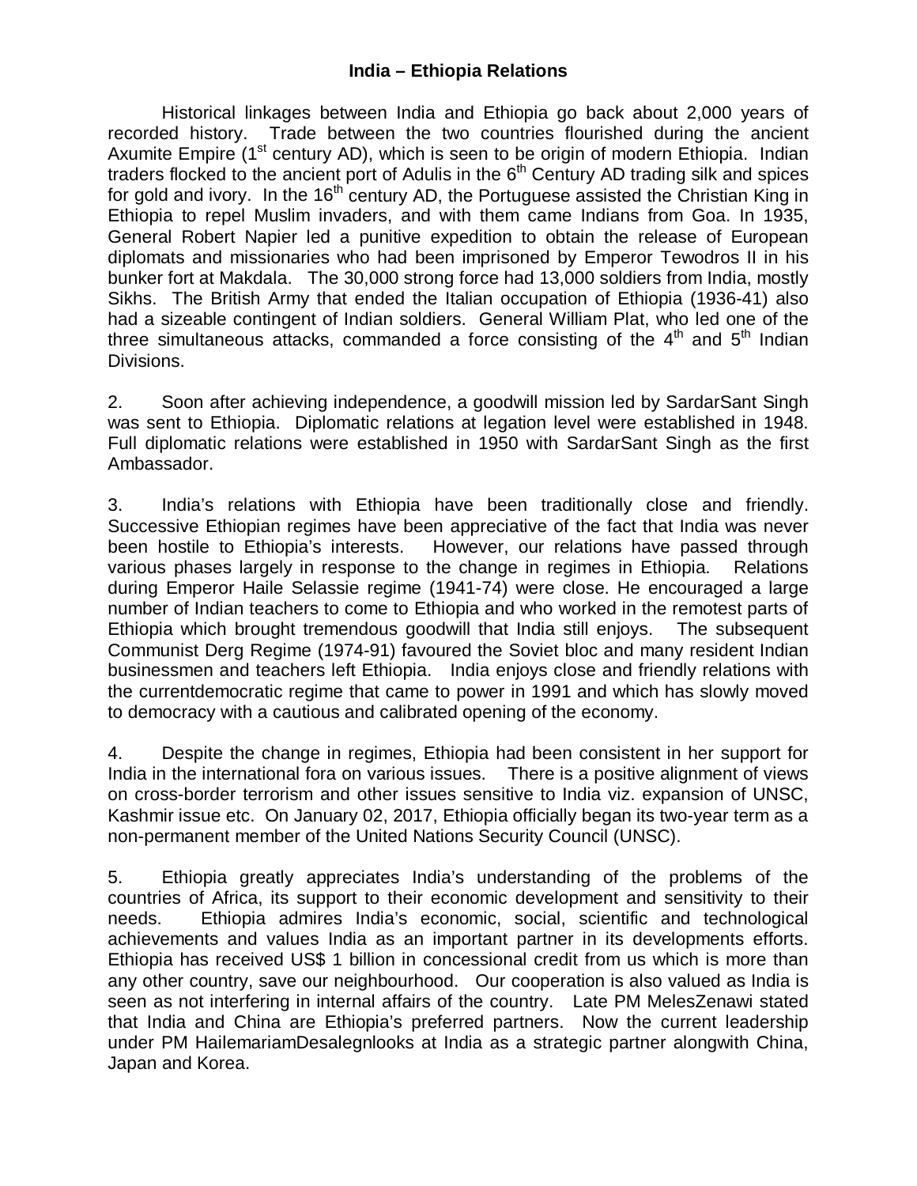# India – Ethiopia Relations

Historical linkages between India and Ethiopia go back about 2,000 years of recorded history. Trade between the two countries flourished during the ancient Axumite Empire (1st century AD), which is seen to be origin of modern Ethiopia. Indian traders flocked to the ancient port of Adulis in the 6th Century AD trading silk and spices for gold and ivory. In the 16th century AD, the Portuguese assisted the Christian King in Ethiopia to repel Muslim invaders, and with them came Indians from Goa. In 1935, General Robert Napier led a punitive expedition to obtain the release of European diplomats and missionaries who had been imprisoned by Emperor Tewodros II in his bunker fort at Makdala. The 30,000 strong force had 13,000 soldiers from India, mostly Sikhs. The British Army that ended the Italian occupation of Ethiopia (1936-41) also had a sizeable contingent of Indian soldiers. General William Plat, who led one of the three simultaneous attacks, commanded a force consisting of the 4th and 5th Indian Divisions.

2. Soon after achieving independence, a goodwill mission led by SardarSant Singh was sent to Ethiopia. Diplomatic relations at legation level were established in 1948. Full diplomatic relations were established in 1950 with SardarSant Singh as the first Ambassador.

3. India's relations with Ethiopia have been traditionally close and friendly. Successive Ethiopian regimes have been appreciative of the fact that India was never been hostile to Ethiopia's interests. However, our relations have passed through various phases largely in response to the change in regimes in Ethiopia. Relations during Emperor Haile Selassie regime (1941-74) were close. He encouraged a large number of Indian teachers to come to Ethiopia and who worked in the remotest parts of Ethiopia which brought tremendous goodwill that India still enjoys. The subsequent Communist Derg Regime (1974-91) favoured the Soviet bloc and many resident Indian businessmen and teachers left Ethiopia. India enjoys close and friendly relations with the currentdemocratic regime that came to power in 1991 and which has slowly moved to democracy with a cautious and calibrated opening of the economy.

4. Despite the change in regimes, Ethiopia had been consistent in her support for India in the international fora on various issues. There is a positive alignment of views on cross-border terrorism and other issues sensitive to India viz. expansion of UNSC, Kashmir issue etc. On January 02, 2017, Ethiopia officially began its two-year term as a non-permanent member of the United Nations Security Council (UNSC).

5. Ethiopia greatly appreciates India's understanding of the problems of the countries of Africa, its support to their economic development and sensitivity to their needs. Ethiopia admires India's economic, social, scientific and technological achievements and values India as an important partner in its developments efforts. Ethiopia has received US$ 1 billion in concessional credit from us which is more than any other country, save our neighbourhood. Our cooperation is also valued as India is seen as not interfering in internal affairs of the country. Late PM MelesZenawi stated that India and China are Ethiopia's preferred partners. Now the current leadership under PM HailemariamDesalegnlooks at India as a strategic partner alongwith China, Japan and Korea.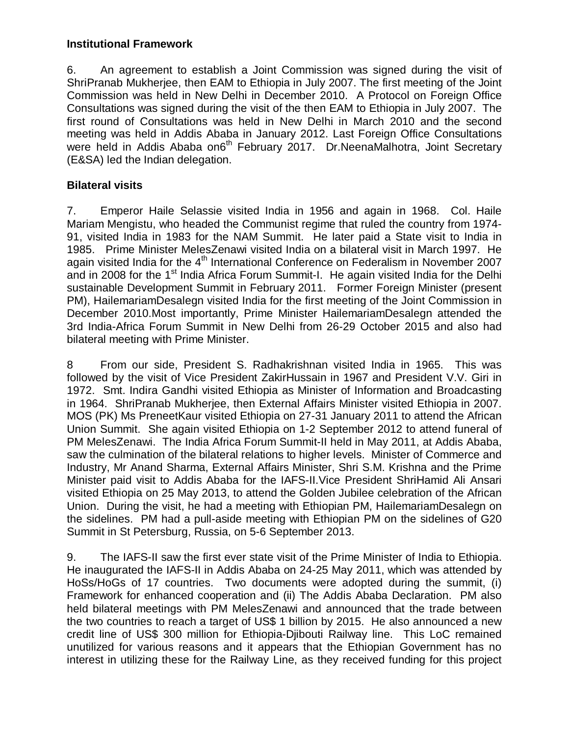**Institutional Framework**

6. An agreement to establish a Joint Commission was signed during the visit of ShriPranab Mukherjee, then EAM to Ethiopia in July 2007. The first meeting of the Joint Commission was held in New Delhi in December 2010. A Protocol on Foreign Office Consultations was signed during the visit of the then EAM to Ethiopia in July 2007. The first round of Consultations was held in New Delhi in March 2010 and the second meeting was held in Addis Ababa in January 2012. Last Foreign Office Consultations were held in Addis Ababa on6th February 2017. Dr.NeenaMalhotra, Joint Secretary (E&SA) led the Indian delegation.

**Bilateral visits**

7. Emperor Haile Selassie visited India in 1956 and again in 1968. Col. Haile Mariam Mengistu, who headed the Communist regime that ruled the country from 1974-91, visited India in 1983 for the NAM Summit. He later paid a State visit to India in 1985. Prime Minister MelesZenawi visited India on a bilateral visit in March 1997. He again visited India for the 4th International Conference on Federalism in November 2007 and in 2008 for the 1st India Africa Forum Summit-I. He again visited India for the Delhi sustainable Development Summit in February 2011. Former Foreign Minister (present PM), HailemariamDesalegn visited India for the first meeting of the Joint Commission in December 2010.Most importantly, Prime Minister HailemariamDesalegn attended the 3rd India-Africa Forum Summit in New Delhi from 26-29 October 2015 and also had bilateral meeting with Prime Minister.

8 From our side, President S. Radhakrishnan visited India in 1965. This was followed by the visit of Vice President ZakirHussain in 1967 and President V.V. Giri in 1972. Smt. Indira Gandhi visited Ethiopia as Minister of Information and Broadcasting in 1964. ShriPranab Mukherjee, then External Affairs Minister visited Ethiopia in 2007. MOS (PK) Ms PreneetKaur visited Ethiopia on 27-31 January 2011 to attend the African Union Summit. She again visited Ethiopia on 1-2 September 2012 to attend funeral of PM MelesZenawi. The India Africa Forum Summit-II held in May 2011, at Addis Ababa, saw the culmination of the bilateral relations to higher levels. Minister of Commerce and Industry, Mr Anand Sharma, External Affairs Minister, Shri S.M. Krishna and the Prime Minister paid visit to Addis Ababa for the IAFS-II.Vice President ShriHamid Ali Ansari visited Ethiopia on 25 May 2013, to attend the Golden Jubilee celebration of the African Union. During the visit, he had a meeting with Ethiopian PM, HailemariamDesalegn on the sidelines. PM had a pull-aside meeting with Ethiopian PM on the sidelines of G20 Summit in St Petersburg, Russia, on 5-6 September 2013.

9. The IAFS-II saw the first ever state visit of the Prime Minister of India to Ethiopia. He inaugurated the IAFS-II in Addis Ababa on 24-25 May 2011, which was attended by HoSs/HoGs of 17 countries. Two documents were adopted during the summit, (i) Framework for enhanced cooperation and (ii) The Addis Ababa Declaration. PM also held bilateral meetings with PM MelesZenawi and announced that the trade between the two countries to reach a target of US$ 1 billion by 2015. He also announced a new credit line of US$ 300 million for Ethiopia-Djibouti Railway line. This LoC remained unutilized for various reasons and it appears that the Ethiopian Government has no interest in utilizing these for the Railway Line, as they received funding for this project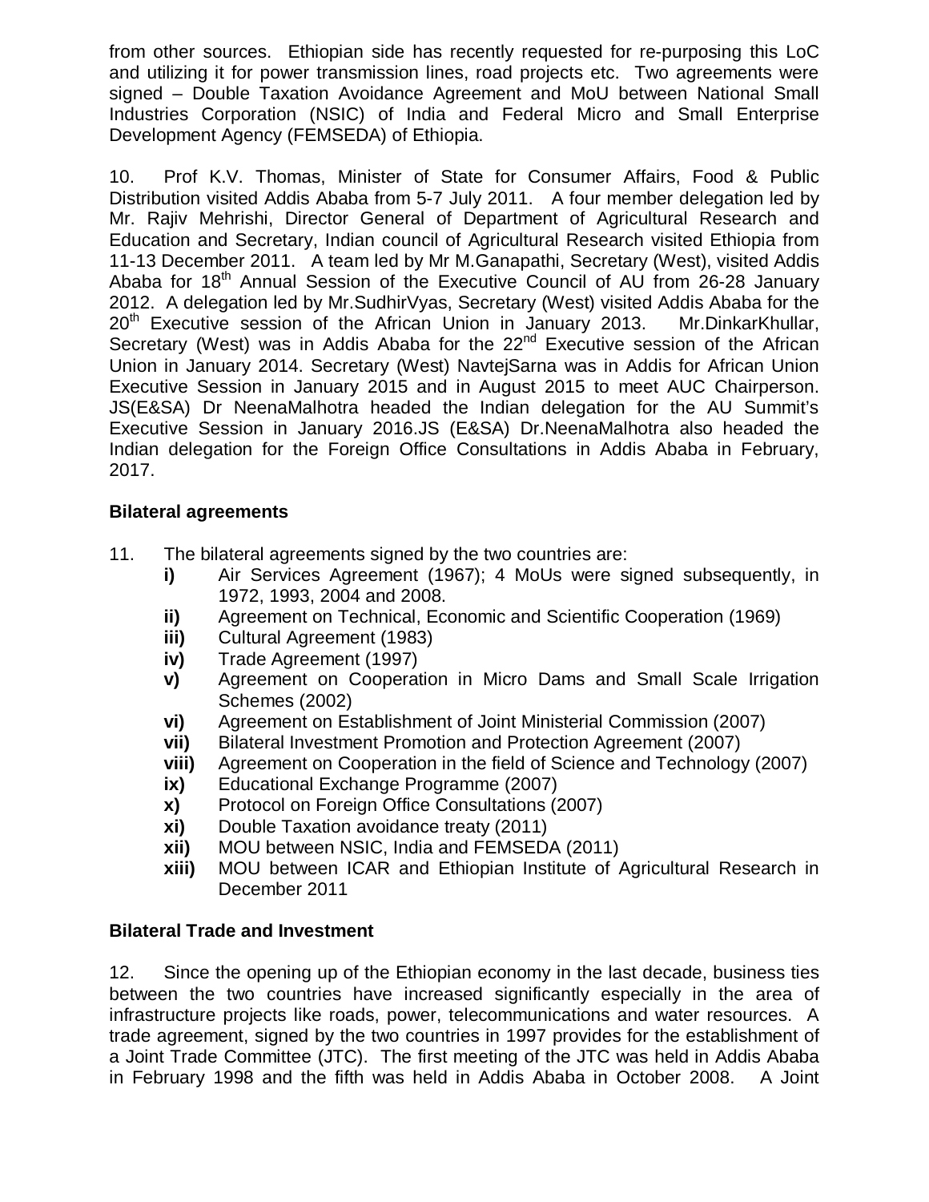from other sources. Ethiopian side has recently requested for re-purposing this LoC and utilizing it for power transmission lines, road projects etc. Two agreements were signed – Double Taxation Avoidance Agreement and MoU between National Small Industries Corporation (NSIC) of India and Federal Micro and Small Enterprise Development Agency (FEMSEDA) of Ethiopia.

10. Prof K.V. Thomas, Minister of State for Consumer Affairs, Food & Public Distribution visited Addis Ababa from 5-7 July 2011. A four member delegation led by Mr. Rajiv Mehrishi, Director General of Department of Agricultural Research and Education and Secretary, Indian council of Agricultural Research visited Ethiopia from 11-13 December 2011. A team led by Mr M.Ganapathi, Secretary (West), visited Addis Ababa for 18th Annual Session of the Executive Council of AU from 26-28 January 2012. A delegation led by Mr.SudhirVyas, Secretary (West) visited Addis Ababa for the 20th Executive session of the African Union in January 2013. Mr.DinkarKhullar, Secretary (West) was in Addis Ababa for the 22nd Executive session of the African Union in January 2014. Secretary (West) NavtejSarna was in Addis for African Union Executive Session in January 2015 and in August 2015 to meet AUC Chairperson. JS(E&SA) Dr NeenaMalhotra headed the Indian delegation for the AU Summit's Executive Session in January 2016.JS (E&SA) Dr.NeenaMalhotra also headed the Indian delegation for the Foreign Office Consultations in Addis Ababa in February, 2017.

**Bilateral agreements**

11. The bilateral agreements signed by the two countries are:

- **i)** Air Services Agreement (1967); 4 MoUs were signed subsequently, in 1972, 1993, 2004 and 2008.
- **ii)** Agreement on Technical, Economic and Scientific Cooperation (1969)
- **iii)** Cultural Agreement (1983)
- **iv)** Trade Agreement (1997)
- **v)** Agreement on Cooperation in Micro Dams and Small Scale Irrigation Schemes (2002)
- **vi)** Agreement on Establishment of Joint Ministerial Commission (2007)
- **vii)** Bilateral Investment Promotion and Protection Agreement (2007)
- **viii)** Agreement on Cooperation in the field of Science and Technology (2007)
- **ix)** Educational Exchange Programme (2007)
- **x)** Protocol on Foreign Office Consultations (2007)
- **xi)** Double Taxation avoidance treaty (2011)
- **xii)** MOU between NSIC, India and FEMSEDA (2011)
- **xiii)** MOU between ICAR and Ethiopian Institute of Agricultural Research in December 2011

**Bilateral Trade and Investment**

12. Since the opening up of the Ethiopian economy in the last decade, business ties between the two countries have increased significantly especially in the area of infrastructure projects like roads, power, telecommunications and water resources. A trade agreement, signed by the two countries in 1997 provides for the establishment of a Joint Trade Committee (JTC). The first meeting of the JTC was held in Addis Ababa in February 1998 and the fifth was held in Addis Ababa in October 2008. A Joint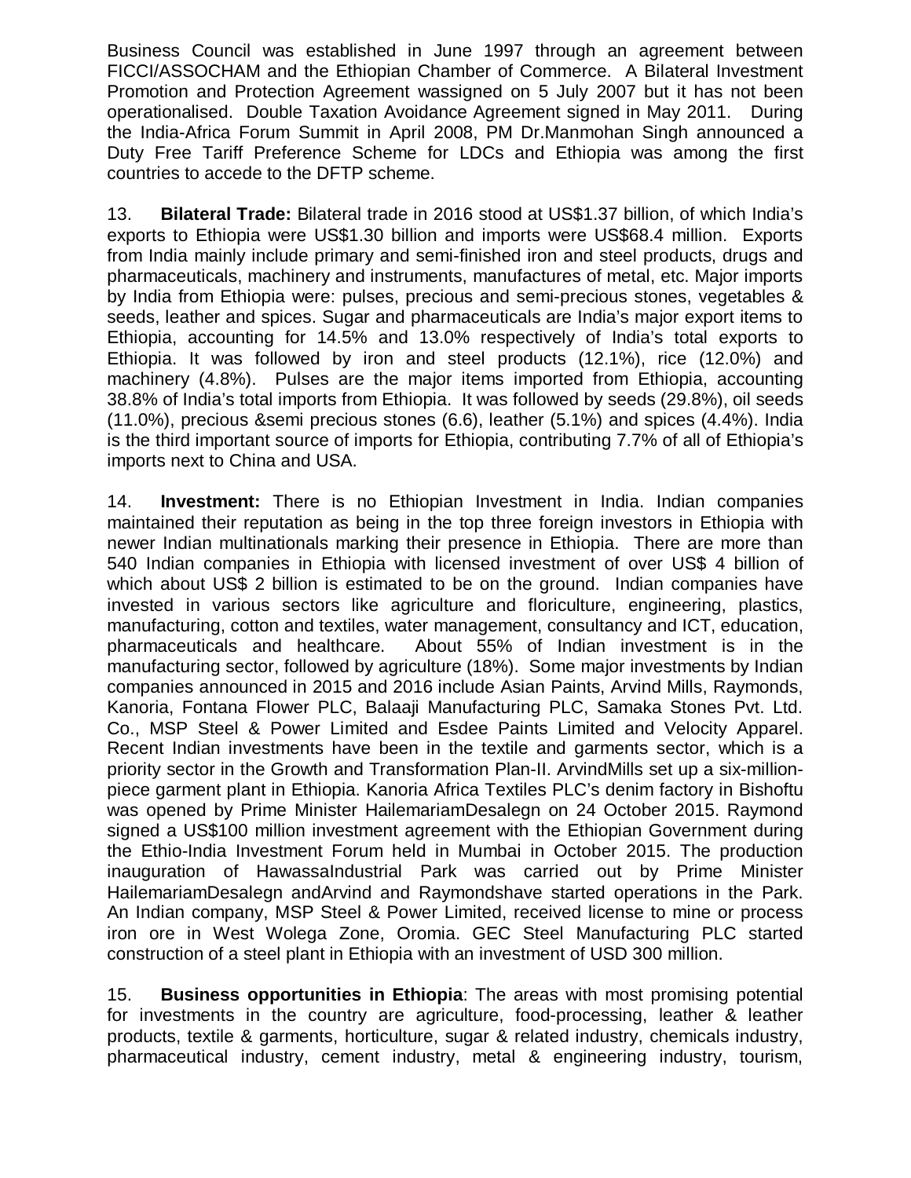Business Council was established in June 1997 through an agreement between FICCI/ASSOCHAM and the Ethiopian Chamber of Commerce. A Bilateral Investment Promotion and Protection Agreement wassigned on 5 July 2007 but it has not been operationalised. Double Taxation Avoidance Agreement signed in May 2011. During the India-Africa Forum Summit in April 2008, PM Dr.Manmohan Singh announced a Duty Free Tariff Preference Scheme for LDCs and Ethiopia was among the first countries to accede to the DFTP scheme.

13. **Bilateral Trade:** Bilateral trade in 2016 stood at US$1.37 billion, of which India's exports to Ethiopia were US$1.30 billion and imports were US$68.4 million. Exports from India mainly include primary and semi-finished iron and steel products, drugs and pharmaceuticals, machinery and instruments, manufactures of metal, etc. Major imports by India from Ethiopia were: pulses, precious and semi-precious stones, vegetables & seeds, leather and spices. Sugar and pharmaceuticals are India's major export items to Ethiopia, accounting for 14.5% and 13.0% respectively of India's total exports to Ethiopia. It was followed by iron and steel products (12.1%), rice (12.0%) and machinery (4.8%). Pulses are the major items imported from Ethiopia, accounting 38.8% of India's total imports from Ethiopia. It was followed by seeds (29.8%), oil seeds (11.0%), precious &semi precious stones (6.6), leather (5.1%) and spices (4.4%). India is the third important source of imports for Ethiopia, contributing 7.7% of all of Ethiopia's imports next to China and USA.

14. **Investment:** There is no Ethiopian Investment in India. Indian companies maintained their reputation as being in the top three foreign investors in Ethiopia with newer Indian multinationals marking their presence in Ethiopia. There are more than 540 Indian companies in Ethiopia with licensed investment of over US$ 4 billion of which about US$ 2 billion is estimated to be on the ground. Indian companies have invested in various sectors like agriculture and floriculture, engineering, plastics, manufacturing, cotton and textiles, water management, consultancy and ICT, education, pharmaceuticals and healthcare. About 55% of Indian investment is in the manufacturing sector, followed by agriculture (18%). Some major investments by Indian companies announced in 2015 and 2016 include Asian Paints, Arvind Mills, Raymonds, Kanoria, Fontana Flower PLC, Balaaji Manufacturing PLC, Samaka Stones Pvt. Ltd. Co., MSP Steel & Power Limited and Esdee Paints Limited and Velocity Apparel. Recent Indian investments have been in the textile and garments sector, which is a priority sector in the Growth and Transformation Plan-II. ArvindMills set up a six-million-piece garment plant in Ethiopia. Kanoria Africa Textiles PLC's denim factory in Bishoftu was opened by Prime Minister HailemariamDesalegn on 24 October 2015. Raymond signed a US$100 million investment agreement with the Ethiopian Government during the Ethio-India Investment Forum held in Mumbai in October 2015. The production inauguration of HawassaIndustrial Park was carried out by Prime Minister HailemariamDesalegn andArvind and Raymondshave started operations in the Park. An Indian company, MSP Steel & Power Limited, received license to mine or process iron ore in West Wolega Zone, Oromia. GEC Steel Manufacturing PLC started construction of a steel plant in Ethiopia with an investment of USD 300 million.

15. **Business opportunities in Ethiopia**: The areas with most promising potential for investments in the country are agriculture, food-processing, leather & leather products, textile & garments, horticulture, sugar & related industry, chemicals industry, pharmaceutical industry, cement industry, metal & engineering industry, tourism,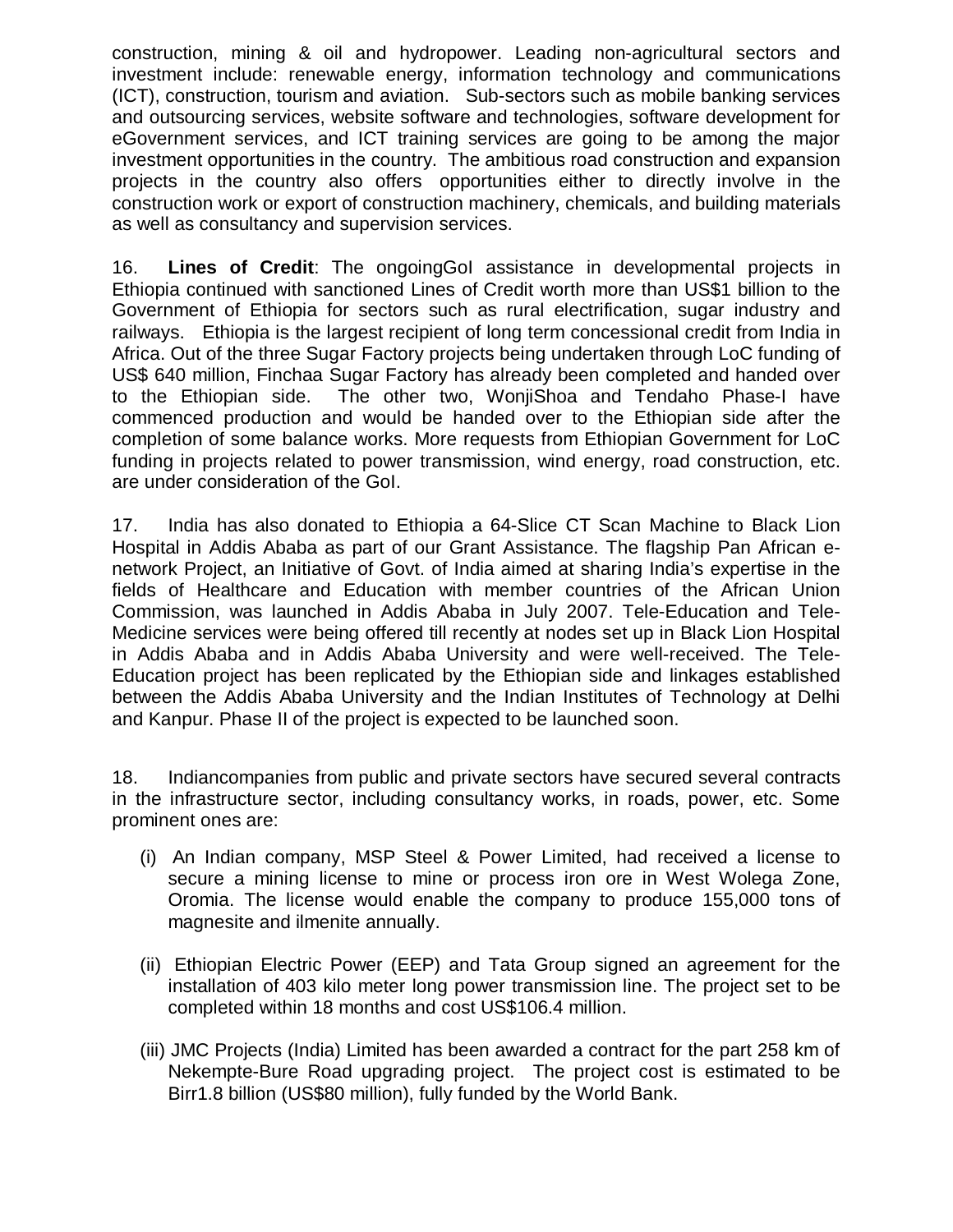construction, mining & oil and hydropower. Leading non-agricultural sectors and investment include: renewable energy, information technology and communications (ICT), construction, tourism and aviation. Sub-sectors such as mobile banking services and outsourcing services, website software and technologies, software development for eGovernment services, and ICT training services are going to be among the major investment opportunities in the country. The ambitious road construction and expansion projects in the country also offers opportunities either to directly involve in the construction work or export of construction machinery, chemicals, and building materials as well as consultancy and supervision services.

16. **Lines of Credit**: The ongoingGoI assistance in developmental projects in Ethiopia continued with sanctioned Lines of Credit worth more than US$1 billion to the Government of Ethiopia for sectors such as rural electrification, sugar industry and railways. Ethiopia is the largest recipient of long term concessional credit from India in Africa. Out of the three Sugar Factory projects being undertaken through LoC funding of US$ 640 million, Finchaa Sugar Factory has already been completed and handed over to the Ethiopian side. The other two, WonjiShoa and Tendaho Phase-I have commenced production and would be handed over to the Ethiopian side after the completion of some balance works. More requests from Ethiopian Government for LoC funding in projects related to power transmission, wind energy, road construction, etc. are under consideration of the GoI.

17. India has also donated to Ethiopia a 64-Slice CT Scan Machine to Black Lion Hospital in Addis Ababa as part of our Grant Assistance. The flagship Pan African e-network Project, an Initiative of Govt. of India aimed at sharing India's expertise in the fields of Healthcare and Education with member countries of the African Union Commission, was launched in Addis Ababa in July 2007. Tele-Education and Tele-Medicine services were being offered till recently at nodes set up in Black Lion Hospital in Addis Ababa and in Addis Ababa University and were well-received. The Tele-Education project has been replicated by the Ethiopian side and linkages established between the Addis Ababa University and the Indian Institutes of Technology at Delhi and Kanpur. Phase II of the project is expected to be launched soon.

18. Indiancompanies from public and private sectors have secured several contracts in the infrastructure sector, including consultancy works, in roads, power, etc. Some prominent ones are:

(i) An Indian company, MSP Steel & Power Limited, had received a license to secure a mining license to mine or process iron ore in West Wolega Zone, Oromia. The license would enable the company to produce 155,000 tons of magnesite and ilmenite annually.

(ii) Ethiopian Electric Power (EEP) and Tata Group signed an agreement for the installation of 403 kilo meter long power transmission line. The project set to be completed within 18 months and cost US$106.4 million.

(iii) JMC Projects (India) Limited has been awarded a contract for the part 258 km of Nekempte-Bure Road upgrading project. The project cost is estimated to be Birr1.8 billion (US$80 million), fully funded by the World Bank.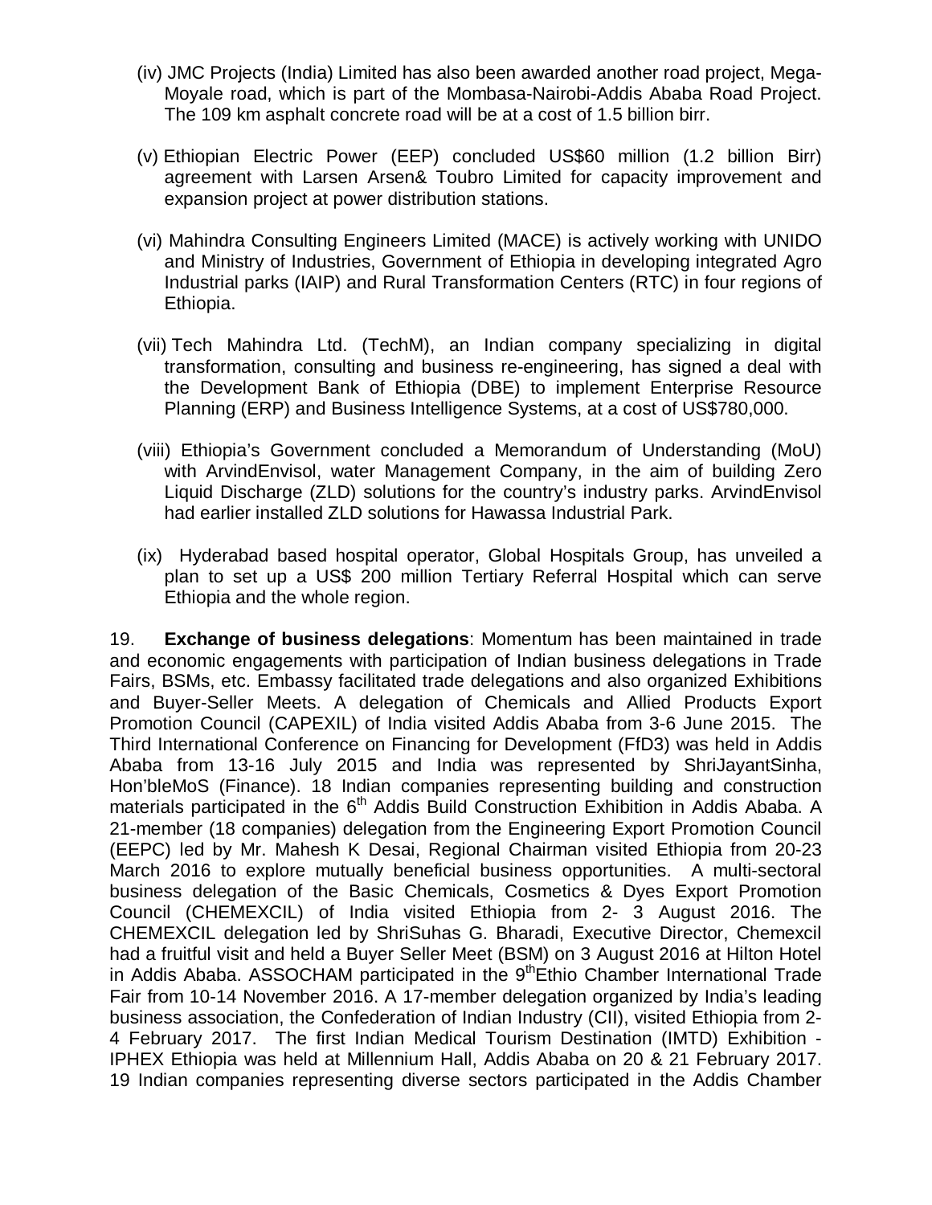(iv) JMC Projects (India) Limited has also been awarded another road project, Mega-Moyale road, which is part of the Mombasa-Nairobi-Addis Ababa Road Project. The 109 km asphalt concrete road will be at a cost of 1.5 billion birr.

(v) Ethiopian Electric Power (EEP) concluded US$60 million (1.2 billion Birr) agreement with Larsen Arsen& Toubro Limited for capacity improvement and expansion project at power distribution stations.

(vi) Mahindra Consulting Engineers Limited (MACE) is actively working with UNIDO and Ministry of Industries, Government of Ethiopia in developing integrated Agro Industrial parks (IAIP) and Rural Transformation Centers (RTC) in four regions of Ethiopia.

(vii) Tech Mahindra Ltd. (TechM), an Indian company specializing in digital transformation, consulting and business re-engineering, has signed a deal with the Development Bank of Ethiopia (DBE) to implement Enterprise Resource Planning (ERP) and Business Intelligence Systems, at a cost of US$780,000.

(viii) Ethiopia's Government concluded a Memorandum of Understanding (MoU) with ArvindEnvisol, water Management Company, in the aim of building Zero Liquid Discharge (ZLD) solutions for the country's industry parks. ArvindEnvisol had earlier installed ZLD solutions for Hawassa Industrial Park.

(ix) Hyderabad based hospital operator, Global Hospitals Group, has unveiled a plan to set up a US$ 200 million Tertiary Referral Hospital which can serve Ethiopia and the whole region.

19. **Exchange of business delegations**: Momentum has been maintained in trade and economic engagements with participation of Indian business delegations in Trade Fairs, BSMs, etc. Embassy facilitated trade delegations and also organized Exhibitions and Buyer-Seller Meets. A delegation of Chemicals and Allied Products Export Promotion Council (CAPEXIL) of India visited Addis Ababa from 3-6 June 2015. The Third International Conference on Financing for Development (FfD3) was held in Addis Ababa from 13-16 July 2015 and India was represented by ShriJayantSinha, Hon'bleMoS (Finance). 18 Indian companies representing building and construction materials participated in the 6th Addis Build Construction Exhibition in Addis Ababa. A 21-member (18 companies) delegation from the Engineering Export Promotion Council (EEPC) led by Mr. Mahesh K Desai, Regional Chairman visited Ethiopia from 20-23 March 2016 to explore mutually beneficial business opportunities. A multi-sectoral business delegation of the Basic Chemicals, Cosmetics & Dyes Export Promotion Council (CHEMEXCIL) of India visited Ethiopia from 2- 3 August 2016. The CHEMEXCIL delegation led by ShriSuhas G. Bharadi, Executive Director, Chemexcil had a fruitful visit and held a Buyer Seller Meet (BSM) on 3 August 2016 at Hilton Hotel in Addis Ababa. ASSOCHAM participated in the 9thEthio Chamber International Trade Fair from 10-14 November 2016. A 17-member delegation organized by India's leading business association, the Confederation of Indian Industry (CII), visited Ethiopia from 2-4 February 2017. The first Indian Medical Tourism Destination (IMTD) Exhibition - IPHEX Ethiopia was held at Millennium Hall, Addis Ababa on 20 & 21 February 2017. 19 Indian companies representing diverse sectors participated in the Addis Chamber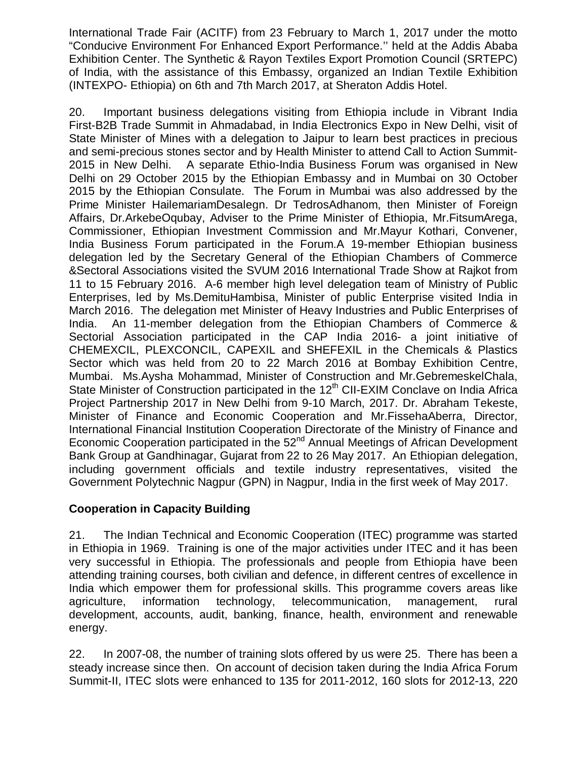International Trade Fair (ACITF) from 23 February to March 1, 2017 under the motto "Conducive Environment For Enhanced Export Performance.'' held at the Addis Ababa Exhibition Center. The Synthetic & Rayon Textiles Export Promotion Council (SRTEPC) of India, with the assistance of this Embassy, organized an Indian Textile Exhibition (INTEXPO- Ethiopia) on 6th and 7th March 2017, at Sheraton Addis Hotel.

20. Important business delegations visiting from Ethiopia include in Vibrant India First-B2B Trade Summit in Ahmadabad, in India Electronics Expo in New Delhi, visit of State Minister of Mines with a delegation to Jaipur to learn best practices in precious and semi-precious stones sector and by Health Minister to attend Call to Action Summit-2015 in New Delhi. A separate Ethio-India Business Forum was organised in New Delhi on 29 October 2015 by the Ethiopian Embassy and in Mumbai on 30 October 2015 by the Ethiopian Consulate. The Forum in Mumbai was also addressed by the Prime Minister HailemariamDesalegn. Dr TedrosAdhanom, then Minister of Foreign Affairs, Dr.ArkebeOqubay, Adviser to the Prime Minister of Ethiopia, Mr.FitsumArega, Commissioner, Ethiopian Investment Commission and Mr.Mayur Kothari, Convener, India Business Forum participated in the Forum.A 19-member Ethiopian business delegation led by the Secretary General of the Ethiopian Chambers of Commerce &Sectoral Associations visited the SVUM 2016 International Trade Show at Rajkot from 11 to 15 February 2016. A-6 member high level delegation team of Ministry of Public Enterprises, led by Ms.DemituHambisa, Minister of public Enterprise visited India in March 2016. The delegation met Minister of Heavy Industries and Public Enterprises of India. An 11-member delegation from the Ethiopian Chambers of Commerce & Sectorial Association participated in the CAP India 2016- a joint initiative of CHEMEXCIL, PLEXCONCIL, CAPEXIL and SHEFEXIL in the Chemicals & Plastics Sector which was held from 20 to 22 March 2016 at Bombay Exhibition Centre, Mumbai. Ms.Aysha Mohammad, Minister of Construction and Mr.GebremeskelChala, State Minister of Construction participated in the 12th CII-EXIM Conclave on India Africa Project Partnership 2017 in New Delhi from 9-10 March, 2017. Dr. Abraham Tekeste, Minister of Finance and Economic Cooperation and Mr.FissehaAberra, Director, International Financial Institution Cooperation Directorate of the Ministry of Finance and Economic Cooperation participated in the 52nd Annual Meetings of African Development Bank Group at Gandhinagar, Gujarat from 22 to 26 May 2017. An Ethiopian delegation, including government officials and textile industry representatives, visited the Government Polytechnic Nagpur (GPN) in Nagpur, India in the first week of May 2017.

**Cooperation in Capacity Building**

21. The Indian Technical and Economic Cooperation (ITEC) programme was started in Ethiopia in 1969. Training is one of the major activities under ITEC and it has been very successful in Ethiopia. The professionals and people from Ethiopia have been attending training courses, both civilian and defence, in different centres of excellence in India which empower them for professional skills. This programme covers areas like agriculture, information technology, telecommunication, management, rural development, accounts, audit, banking, finance, health, environment and renewable energy.

22. In 2007-08, the number of training slots offered by us were 25. There has been a steady increase since then. On account of decision taken during the India Africa Forum Summit-II, ITEC slots were enhanced to 135 for 2011-2012, 160 slots for 2012-13, 220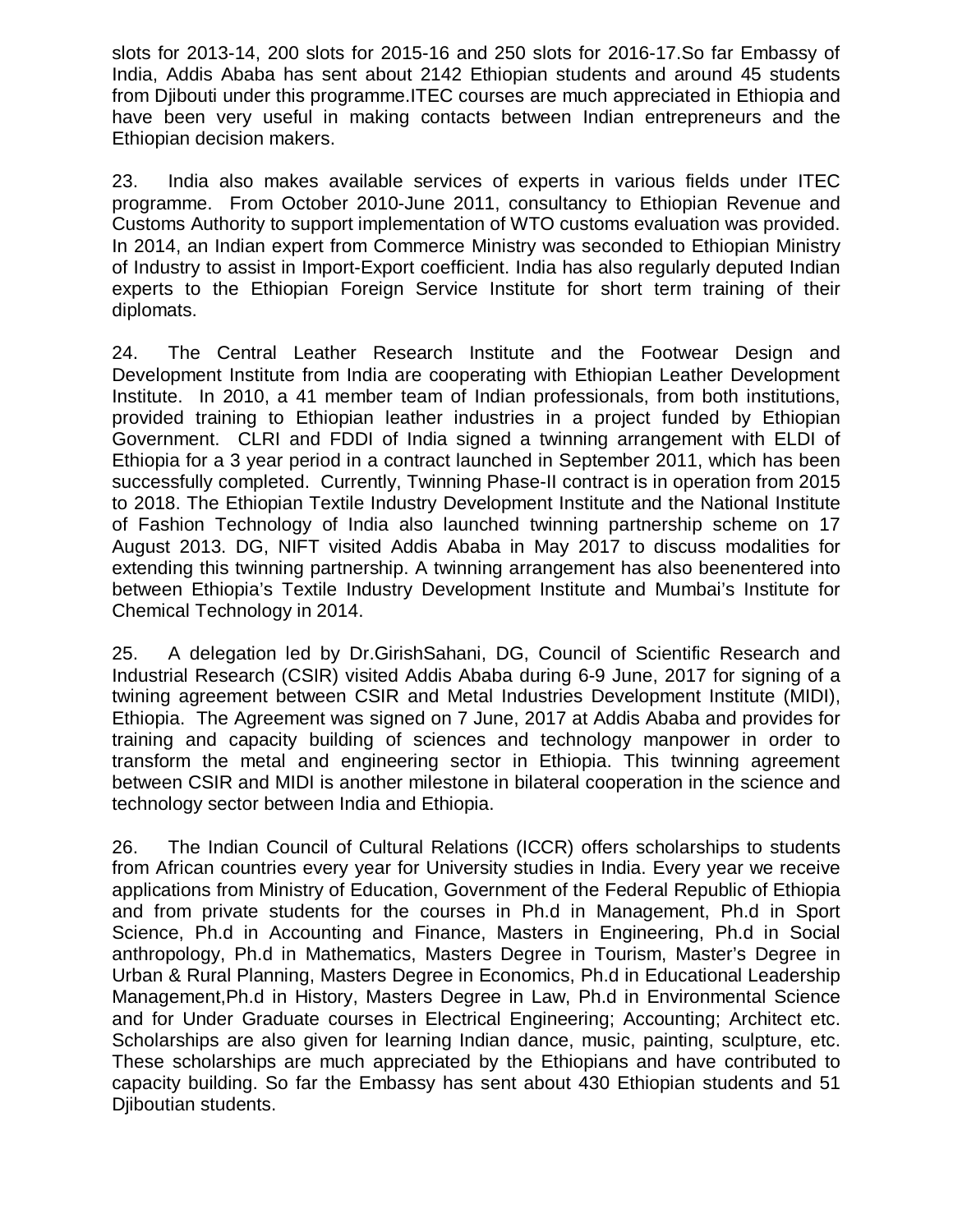slots for 2013-14, 200 slots for 2015-16 and 250 slots for 2016-17.So far Embassy of India, Addis Ababa has sent about 2142 Ethiopian students and around 45 students from Djibouti under this programme.ITEC courses are much appreciated in Ethiopia and have been very useful in making contacts between Indian entrepreneurs and the Ethiopian decision makers.

23. India also makes available services of experts in various fields under ITEC programme. From October 2010-June 2011, consultancy to Ethiopian Revenue and Customs Authority to support implementation of WTO customs evaluation was provided. In 2014, an Indian expert from Commerce Ministry was seconded to Ethiopian Ministry of Industry to assist in Import-Export coefficient. India has also regularly deputed Indian experts to the Ethiopian Foreign Service Institute for short term training of their diplomats.

24. The Central Leather Research Institute and the Footwear Design and Development Institute from India are cooperating with Ethiopian Leather Development Institute. In 2010, a 41 member team of Indian professionals, from both institutions, provided training to Ethiopian leather industries in a project funded by Ethiopian Government. CLRI and FDDI of India signed a twinning arrangement with ELDI of Ethiopia for a 3 year period in a contract launched in September 2011, which has been successfully completed. Currently, Twinning Phase-II contract is in operation from 2015 to 2018. The Ethiopian Textile Industry Development Institute and the National Institute of Fashion Technology of India also launched twinning partnership scheme on 17 August 2013. DG, NIFT visited Addis Ababa in May 2017 to discuss modalities for extending this twinning partnership. A twinning arrangement has also beenentered into between Ethiopia's Textile Industry Development Institute and Mumbai's Institute for Chemical Technology in 2014.

25. A delegation led by Dr.GirishSahani, DG, Council of Scientific Research and Industrial Research (CSIR) visited Addis Ababa during 6-9 June, 2017 for signing of a twining agreement between CSIR and Metal Industries Development Institute (MIDI), Ethiopia. The Agreement was signed on 7 June, 2017 at Addis Ababa and provides for training and capacity building of sciences and technology manpower in order to transform the metal and engineering sector in Ethiopia. This twinning agreement between CSIR and MIDI is another milestone in bilateral cooperation in the science and technology sector between India and Ethiopia.

26. The Indian Council of Cultural Relations (ICCR) offers scholarships to students from African countries every year for University studies in India. Every year we receive applications from Ministry of Education, Government of the Federal Republic of Ethiopia and from private students for the courses in Ph.d in Management, Ph.d in Sport Science, Ph.d in Accounting and Finance, Masters in Engineering, Ph.d in Social anthropology, Ph.d in Mathematics, Masters Degree in Tourism, Master's Degree in Urban & Rural Planning, Masters Degree in Economics, Ph.d in Educational Leadership Management,Ph.d in History, Masters Degree in Law, Ph.d in Environmental Science and for Under Graduate courses in Electrical Engineering; Accounting; Architect etc. Scholarships are also given for learning Indian dance, music, painting, sculpture, etc. These scholarships are much appreciated by the Ethiopians and have contributed to capacity building. So far the Embassy has sent about 430 Ethiopian students and 51 Djiboutian students.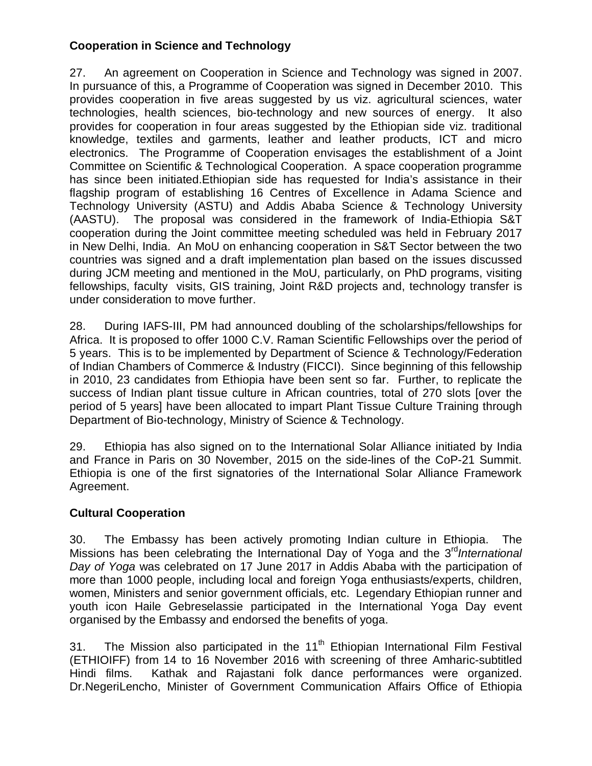**Cooperation in Science and Technology**

27. An agreement on Cooperation in Science and Technology was signed in 2007. In pursuance of this, a Programme of Cooperation was signed in December 2010. This provides cooperation in five areas suggested by us viz. agricultural sciences, water technologies, health sciences, bio-technology and new sources of energy. It also provides for cooperation in four areas suggested by the Ethiopian side viz. traditional knowledge, textiles and garments, leather and leather products, ICT and micro electronics. The Programme of Cooperation envisages the establishment of a Joint Committee on Scientific & Technological Cooperation. A space cooperation programme has since been initiated.Ethiopian side has requested for India's assistance in their flagship program of establishing 16 Centres of Excellence in Adama Science and Technology University (ASTU) and Addis Ababa Science & Technology University (AASTU). The proposal was considered in the framework of India-Ethiopia S&T cooperation during the Joint committee meeting scheduled was held in February 2017 in New Delhi, India. An MoU on enhancing cooperation in S&T Sector between the two countries was signed and a draft implementation plan based on the issues discussed during JCM meeting and mentioned in the MoU, particularly, on PhD programs, visiting fellowships, faculty visits, GIS training, Joint R&D projects and, technology transfer is under consideration to move further.

28. During IAFS-III, PM had announced doubling of the scholarships/fellowships for Africa. It is proposed to offer 1000 C.V. Raman Scientific Fellowships over the period of 5 years. This is to be implemented by Department of Science & Technology/Federation of Indian Chambers of Commerce & Industry (FICCI). Since beginning of this fellowship in 2010, 23 candidates from Ethiopia have been sent so far. Further, to replicate the success of Indian plant tissue culture in African countries, total of 270 slots [over the period of 5 years] have been allocated to impart Plant Tissue Culture Training through Department of Bio-technology, Ministry of Science & Technology.

29. Ethiopia has also signed on to the International Solar Alliance initiated by India and France in Paris on 30 November, 2015 on the side-lines of the CoP-21 Summit. Ethiopia is one of the first signatories of the International Solar Alliance Framework Agreement.

**Cultural Cooperation**

30. The Embassy has been actively promoting Indian culture in Ethiopia. The Missions has been celebrating the International Day of Yoga and the 3rd *International Day of Yoga* was celebrated on 17 June 2017 in Addis Ababa with the participation of more than 1000 people, including local and foreign Yoga enthusiasts/experts, children, women, Ministers and senior government officials, etc. Legendary Ethiopian runner and youth icon Haile Gebreselassie participated in the International Yoga Day event organised by the Embassy and endorsed the benefits of yoga.

31. The Mission also participated in the 11th Ethiopian International Film Festival (ETHIOIFF) from 14 to 16 November 2016 with screening of three Amharic-subtitled Hindi films. Kathak and Rajastani folk dance performances were organized. Dr.NegeriLencho, Minister of Government Communication Affairs Office of Ethiopia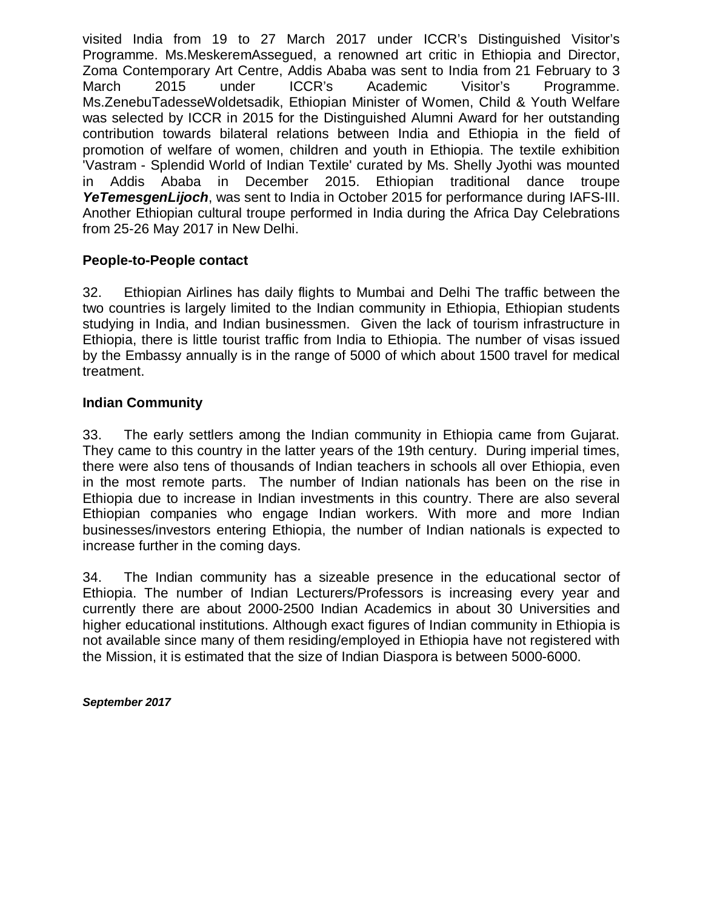visited India from 19 to 27 March 2017 under ICCR's Distinguished Visitor's Programme. Ms.MeskeremAssegued, a renowned art critic in Ethiopia and Director, Zoma Contemporary Art Centre, Addis Ababa was sent to India from 21 February to 3 March 2015 under ICCR's Academic Visitor's Programme. Ms.ZenebuTadesseWoldetsadik, Ethiopian Minister of Women, Child & Youth Welfare was selected by ICCR in 2015 for the Distinguished Alumni Award for her outstanding contribution towards bilateral relations between India and Ethiopia in the field of promotion of welfare of women, children and youth in Ethiopia. The textile exhibition 'Vastram - Splendid World of Indian Textile' curated by Ms. Shelly Jyothi was mounted in Addis Ababa in December 2015. Ethiopian traditional dance troupe ***YeTemesgenLijoch***, was sent to India in October 2015 for performance during IAFS-III. Another Ethiopian cultural troupe performed in India during the Africa Day Celebrations from 25-26 May 2017 in New Delhi.

**People-to-People contact**

32. Ethiopian Airlines has daily flights to Mumbai and Delhi The traffic between the two countries is largely limited to the Indian community in Ethiopia, Ethiopian students studying in India, and Indian businessmen. Given the lack of tourism infrastructure in Ethiopia, there is little tourist traffic from India to Ethiopia. The number of visas issued by the Embassy annually is in the range of 5000 of which about 1500 travel for medical treatment.

**Indian Community**

33. The early settlers among the Indian community in Ethiopia came from Gujarat. They came to this country in the latter years of the 19th century. During imperial times, there were also tens of thousands of Indian teachers in schools all over Ethiopia, even in the most remote parts. The number of Indian nationals has been on the rise in Ethiopia due to increase in Indian investments in this country. There are also several Ethiopian companies who engage Indian workers. With more and more Indian businesses/investors entering Ethiopia, the number of Indian nationals is expected to increase further in the coming days.

34. The Indian community has a sizeable presence in the educational sector of Ethiopia. The number of Indian Lecturers/Professors is increasing every year and currently there are about 2000-2500 Indian Academics in about 30 Universities and higher educational institutions. Although exact figures of Indian community in Ethiopia is not available since many of them residing/employed in Ethiopia have not registered with the Mission, it is estimated that the size of Indian Diaspora is between 5000-6000.

***September 2017***